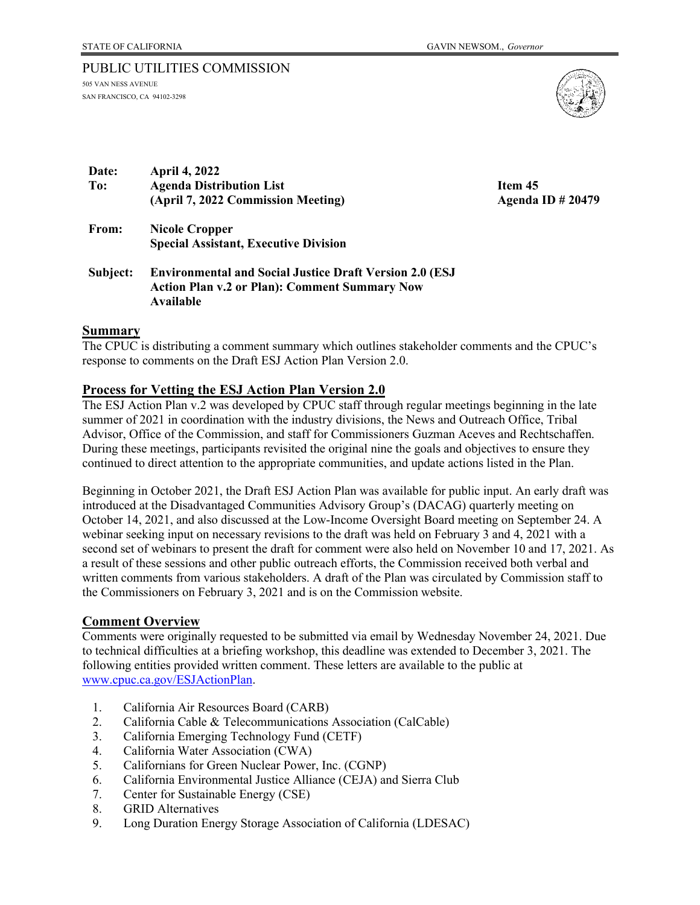STATE OF CALIFORNIA GAVIN NEWSOM., *Governor*

PUBLIC UTILITIES COMMISSION
505 VAN NESS AVENUE
SAN FRANCISCO, CA 94102-3298

**Date:** April 4, 2022
**To:** Agenda Distribution List
(April 7, 2022 Commission Meeting)

**Item 45**
**Agenda ID # 20479**

**From:** Nicole Cropper
Special Assistant, Executive Division

**Subject:** Environmental and Social Justice Draft Version 2.0 (ESJ Action Plan v.2 or Plan): Comment Summary Now Available

## Summary

The CPUC is distributing a comment summary which outlines stakeholder comments and the CPUC's response to comments on the Draft ESJ Action Plan Version 2.0.

## Process for Vetting the ESJ Action Plan Version 2.0

The ESJ Action Plan v.2 was developed by CPUC staff through regular meetings beginning in the late summer of 2021 in coordination with the industry divisions, the News and Outreach Office, Tribal Advisor, Office of the Commission, and staff for Commissioners Guzman Aceves and Rechtschaffen. During these meetings, participants revisited the original nine the goals and objectives to ensure they continued to direct attention to the appropriate communities, and update actions listed in the Plan.

Beginning in October 2021, the Draft ESJ Action Plan was available for public input. An early draft was introduced at the Disadvantaged Communities Advisory Group's (DACAG) quarterly meeting on October 14, 2021, and also discussed at the Low-Income Oversight Board meeting on September 24. A webinar seeking input on necessary revisions to the draft was held on February 3 and 4, 2021 with a second set of webinars to present the draft for comment were also held on November 10 and 17, 2021. As a result of these sessions and other public outreach efforts, the Commission received both verbal and written comments from various stakeholders. A draft of the Plan was circulated by Commission staff to the Commissioners on February 3, 2021 and is on the Commission website.

## Comment Overview

Comments were originally requested to be submitted via email by Wednesday November 24, 2021. Due to technical difficulties at a briefing workshop, this deadline was extended to December 3, 2021. The following entities provided written comment. These letters are available to the public at [www.cpuc.ca.gov/ESJActionPlan](www.cpuc.ca.gov/ESJActionPlan).

1. California Air Resources Board (CARB)
2. California Cable & Telecommunications Association (CalCable)
3. California Emerging Technology Fund (CETF)
4. California Water Association (CWA)
5. Californians for Green Nuclear Power, Inc. (CGNP)
6. California Environmental Justice Alliance (CEJA) and Sierra Club
7. Center for Sustainable Energy (CSE)
8. GRID Alternatives
9. Long Duration Energy Storage Association of California (LDESAC)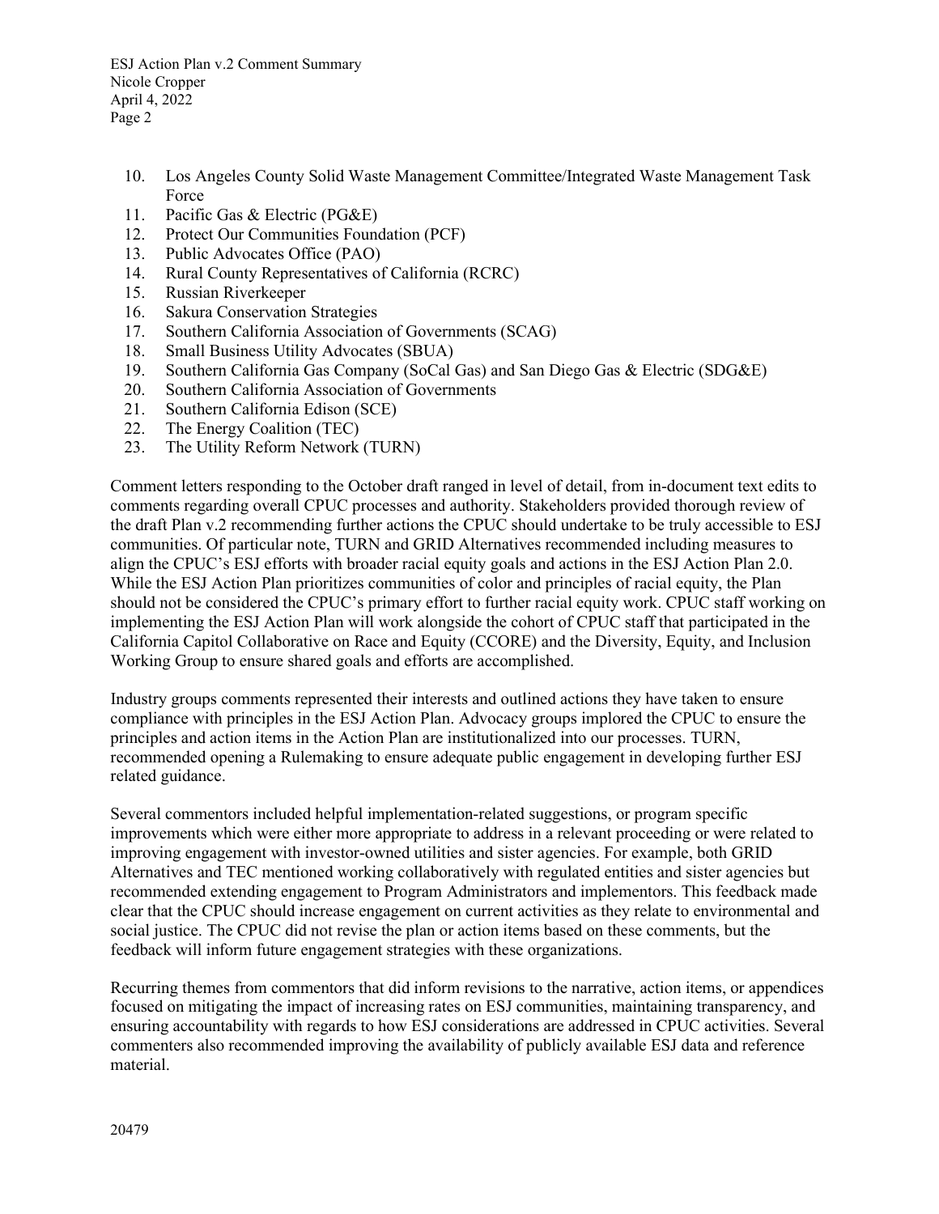10. Los Angeles County Solid Waste Management Committee/Integrated Waste Management Task Force
11. Pacific Gas & Electric (PG&E)
12. Protect Our Communities Foundation (PCF)
13. Public Advocates Office (PAO)
14. Rural County Representatives of California (RCRC)
15. Russian Riverkeeper
16. Sakura Conservation Strategies
17. Southern California Association of Governments (SCAG)
18. Small Business Utility Advocates (SBUA)
19. Southern California Gas Company (SoCal Gas) and San Diego Gas & Electric (SDG&E)
20. Southern California Association of Governments
21. Southern California Edison (SCE)
22. The Energy Coalition (TEC)
23. The Utility Reform Network (TURN)

Comment letters responding to the October draft ranged in level of detail, from in-document text edits to comments regarding overall CPUC processes and authority. Stakeholders provided thorough review of the draft Plan v.2 recommending further actions the CPUC should undertake to be truly accessible to ESJ communities. Of particular note, TURN and GRID Alternatives recommended including measures to align the CPUC's ESJ efforts with broader racial equity goals and actions in the ESJ Action Plan 2.0. While the ESJ Action Plan prioritizes communities of color and principles of racial equity, the Plan should not be considered the CPUC's primary effort to further racial equity work. CPUC staff working on implementing the ESJ Action Plan will work alongside the cohort of CPUC staff that participated in the California Capitol Collaborative on Race and Equity (CCORE) and the Diversity, Equity, and Inclusion Working Group to ensure shared goals and efforts are accomplished.

Industry groups comments represented their interests and outlined actions they have taken to ensure compliance with principles in the ESJ Action Plan. Advocacy groups implored the CPUC to ensure the principles and action items in the Action Plan are institutionalized into our processes. TURN, recommended opening a Rulemaking to ensure adequate public engagement in developing further ESJ related guidance.

Several commentors included helpful implementation-related suggestions, or program specific improvements which were either more appropriate to address in a relevant proceeding or were related to improving engagement with investor-owned utilities and sister agencies. For example, both GRID Alternatives and TEC mentioned working collaboratively with regulated entities and sister agencies but recommended extending engagement to Program Administrators and implementors. This feedback made clear that the CPUC should increase engagement on current activities as they relate to environmental and social justice. The CPUC did not revise the plan or action items based on these comments, but the feedback will inform future engagement strategies with these organizations.

Recurring themes from commentors that did inform revisions to the narrative, action items, or appendices focused on mitigating the impact of increasing rates on ESJ communities, maintaining transparency, and ensuring accountability with regards to how ESJ considerations are addressed in CPUC activities. Several commenters also recommended improving the availability of publicly available ESJ data and reference material.

20479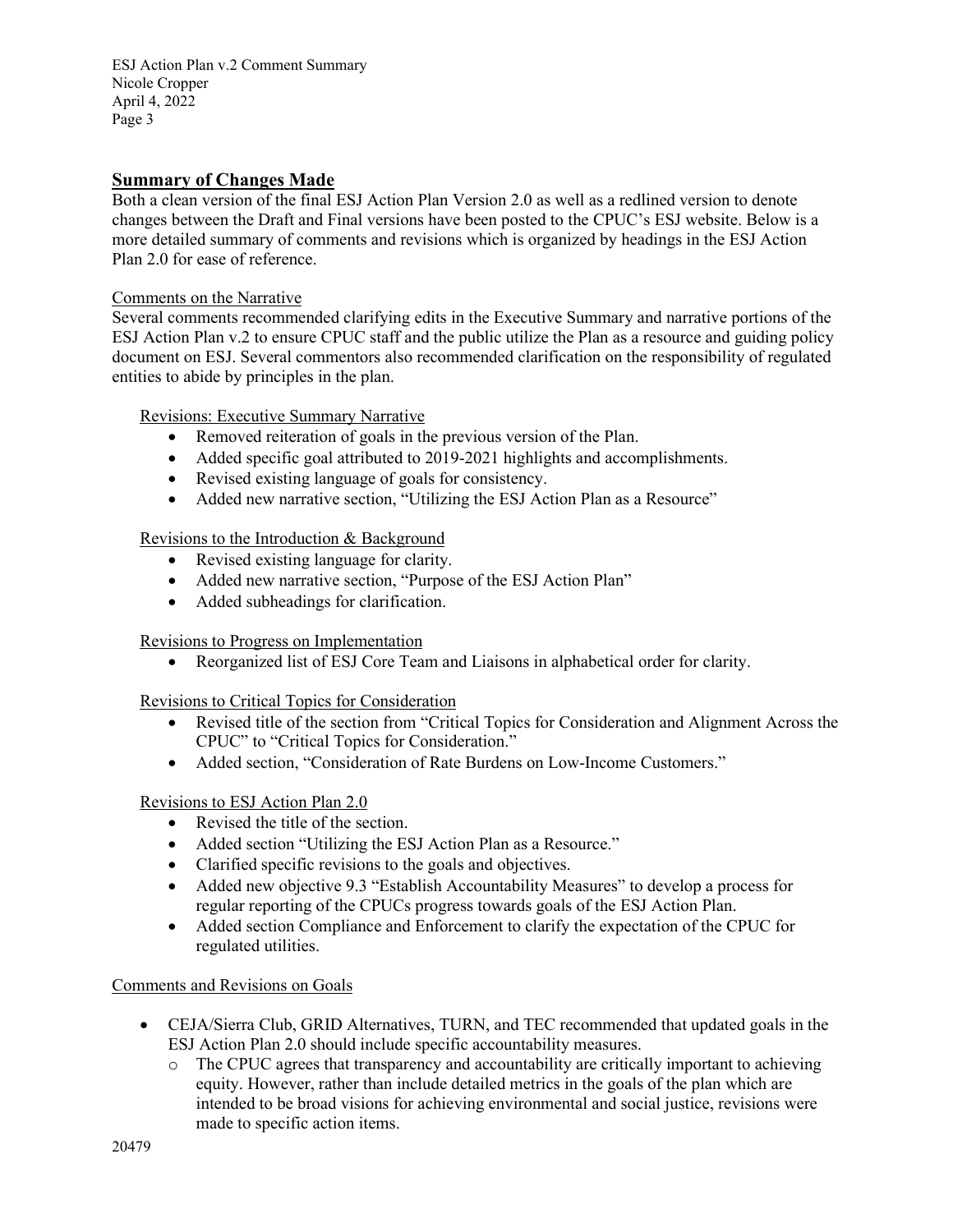## Summary of Changes Made

Both a clean version of the final ESJ Action Plan Version 2.0 as well as a redlined version to denote changes between the Draft and Final versions have been posted to the CPUC's ESJ website. Below is a more detailed summary of comments and revisions which is organized by headings in the ESJ Action Plan 2.0 for ease of reference.

### Comments on the Narrative

Several comments recommended clarifying edits in the Executive Summary and narrative portions of the ESJ Action Plan v.2 to ensure CPUC staff and the public utilize the Plan as a resource and guiding policy document on ESJ. Several commentors also recommended clarification on the responsibility of regulated entities to abide by principles in the plan.

#### Revisions: Executive Summary Narrative

- Removed reiteration of goals in the previous version of the Plan.
- Added specific goal attributed to 2019-2021 highlights and accomplishments.
- Revised existing language of goals for consistency.
- Added new narrative section, "Utilizing the ESJ Action Plan as a Resource"

#### Revisions to the Introduction & Background

- Revised existing language for clarity.
- Added new narrative section, "Purpose of the ESJ Action Plan"
- Added subheadings for clarification.

#### Revisions to Progress on Implementation

- Reorganized list of ESJ Core Team and Liaisons in alphabetical order for clarity.

#### Revisions to Critical Topics for Consideration

- Revised title of the section from "Critical Topics for Consideration and Alignment Across the CPUC" to "Critical Topics for Consideration."
- Added section, "Consideration of Rate Burdens on Low-Income Customers."

#### Revisions to ESJ Action Plan 2.0

- Revised the title of the section.
- Added section "Utilizing the ESJ Action Plan as a Resource."
- Clarified specific revisions to the goals and objectives.
- Added new objective 9.3 "Establish Accountability Measures" to develop a process for regular reporting of the CPUCs progress towards goals of the ESJ Action Plan.
- Added section Compliance and Enforcement to clarify the expectation of the CPUC for regulated utilities.

### Comments and Revisions on Goals

- CEJA/Sierra Club, GRID Alternatives, TURN, and TEC recommended that updated goals in the ESJ Action Plan 2.0 should include specific accountability measures.
  - The CPUC agrees that transparency and accountability are critically important to achieving equity. However, rather than include detailed metrics in the goals of the plan which are intended to be broad visions for achieving environmental and social justice, revisions were made to specific action items.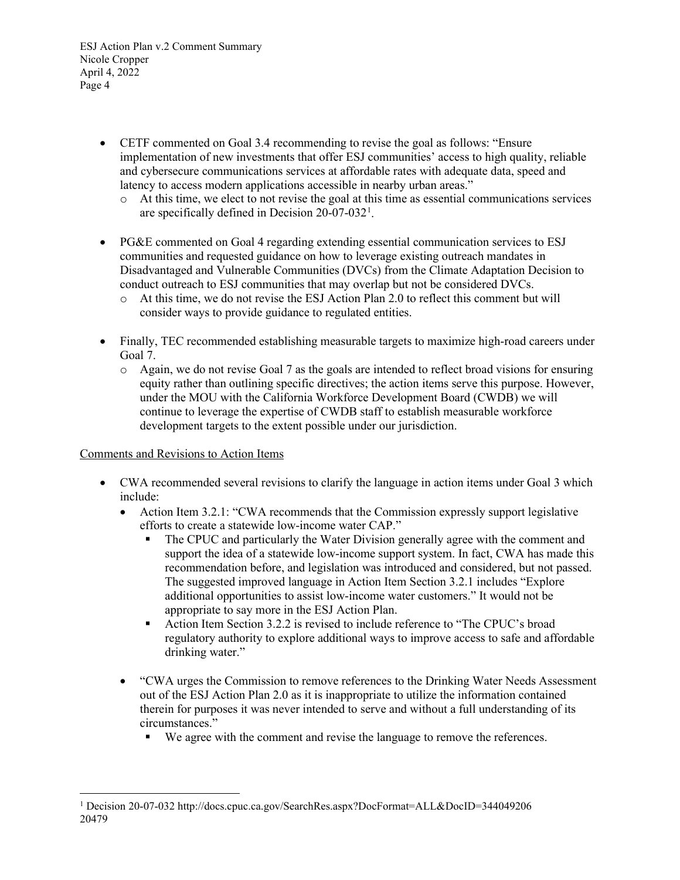- CETF commented on Goal 3.4 recommending to revise the goal as follows: "Ensure implementation of new investments that offer ESJ communities' access to high quality, reliable and cybersecure communications services at affordable rates with adequate data, speed and latency to access modern applications accessible in nearby urban areas."
  - At this time, we elect to not revise the goal at this time as essential communications services are specifically defined in Decision 20-07-032[1].

- PG&E commented on Goal 4 regarding extending essential communication services to ESJ communities and requested guidance on how to leverage existing outreach mandates in Disadvantaged and Vulnerable Communities (DVCs) from the Climate Adaptation Decision to conduct outreach to ESJ communities that may overlap but not be considered DVCs.
  - At this time, we do not revise the ESJ Action Plan 2.0 to reflect this comment but will consider ways to provide guidance to regulated entities.

- Finally, TEC recommended establishing measurable targets to maximize high-road careers under Goal 7.
  - Again, we do not revise Goal 7 as the goals are intended to reflect broad visions for ensuring equity rather than outlining specific directives; the action items serve this purpose. However, under the MOU with the California Workforce Development Board (CWDB) we will continue to leverage the expertise of CWDB staff to establish measurable workforce development targets to the extent possible under our jurisdiction.

<u>Comments and Revisions to Action Items</u>

- CWA recommended several revisions to clarify the language in action items under Goal 3 which include:
  - Action Item 3.2.1: "CWA recommends that the Commission expressly support legislative efforts to create a statewide low-income water CAP."
    - The CPUC and particularly the Water Division generally agree with the comment and support the idea of a statewide low-income support system. In fact, CWA has made this recommendation before, and legislation was introduced and considered, but not passed. The suggested improved language in Action Item Section 3.2.1 includes "Explore additional opportunities to assist low-income water customers." It would not be appropriate to say more in the ESJ Action Plan.
    - Action Item Section 3.2.2 is revised to include reference to "The CPUC's broad regulatory authority to explore additional ways to improve access to safe and affordable drinking water."

  - "CWA urges the Commission to remove references to the Drinking Water Needs Assessment out of the ESJ Action Plan 2.0 as it is inappropriate to utilize the information contained therein for purposes it was never intended to serve and without a full understanding of its circumstances."
    - We agree with the comment and revise the language to remove the references.

---

[1] Decision 20-07-032 http://docs.cpuc.ca.gov/SearchRes.aspx?DocFormat=ALL&DocID=344049206 20479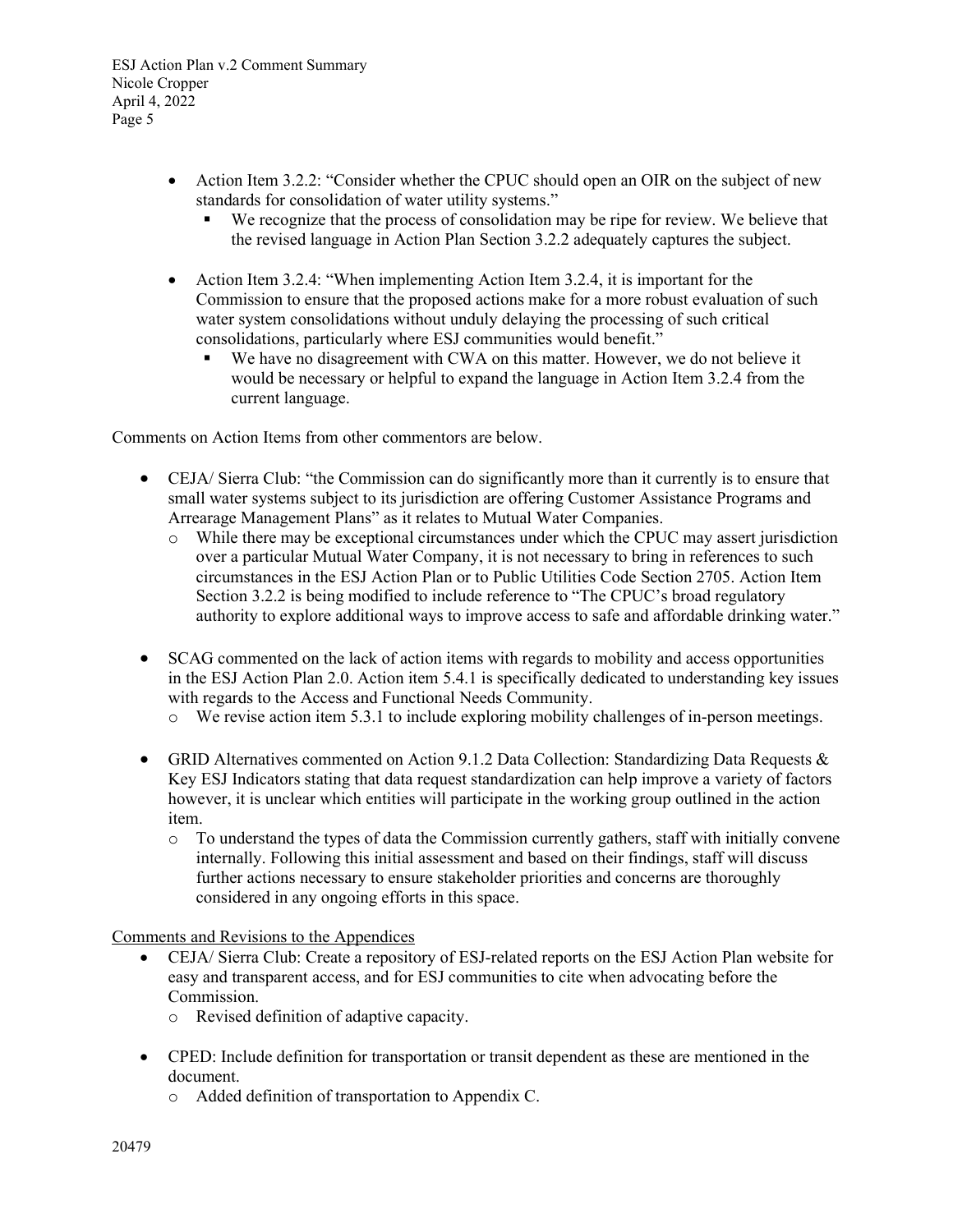- Action Item 3.2.2: "Consider whether the CPUC should open an OIR on the subject of new standards for consolidation of water utility systems."
  - We recognize that the process of consolidation may be ripe for review. We believe that the revised language in Action Plan Section 3.2.2 adequately captures the subject.

- Action Item 3.2.4: "When implementing Action Item 3.2.4, it is important for the Commission to ensure that the proposed actions make for a more robust evaluation of such water system consolidations without unduly delaying the processing of such critical consolidations, particularly where ESJ communities would benefit."
  - We have no disagreement with CWA on this matter. However, we do not believe it would be necessary or helpful to expand the language in Action Item 3.2.4 from the current language.

Comments on Action Items from other commentors are below.

- CEJA/ Sierra Club: "the Commission can do significantly more than it currently is to ensure that small water systems subject to its jurisdiction are offering Customer Assistance Programs and Arrearage Management Plans" as it relates to Mutual Water Companies.
  - While there may be exceptional circumstances under which the CPUC may assert jurisdiction over a particular Mutual Water Company, it is not necessary to bring in references to such circumstances in the ESJ Action Plan or to Public Utilities Code Section 2705. Action Item Section 3.2.2 is being modified to include reference to "The CPUC's broad regulatory authority to explore additional ways to improve access to safe and affordable drinking water."

- SCAG commented on the lack of action items with regards to mobility and access opportunities in the ESJ Action Plan 2.0. Action item 5.4.1 is specifically dedicated to understanding key issues with regards to the Access and Functional Needs Community.
  - We revise action item 5.3.1 to include exploring mobility challenges of in-person meetings.

- GRID Alternatives commented on Action 9.1.2 Data Collection: Standardizing Data Requests & Key ESJ Indicators stating that data request standardization can help improve a variety of factors however, it is unclear which entities will participate in the working group outlined in the action item.
  - To understand the types of data the Commission currently gathers, staff with initially convene internally. Following this initial assessment and based on their findings, staff will discuss further actions necessary to ensure stakeholder priorities and concerns are thoroughly considered in any ongoing efforts in this space.

<u>Comments and Revisions to the Appendices</u>

- CEJA/ Sierra Club: Create a repository of ESJ-related reports on the ESJ Action Plan website for easy and transparent access, and for ESJ communities to cite when advocating before the Commission.
  - Revised definition of adaptive capacity.

- CPED: Include definition for transportation or transit dependent as these are mentioned in the document.
  - Added definition of transportation to Appendix C.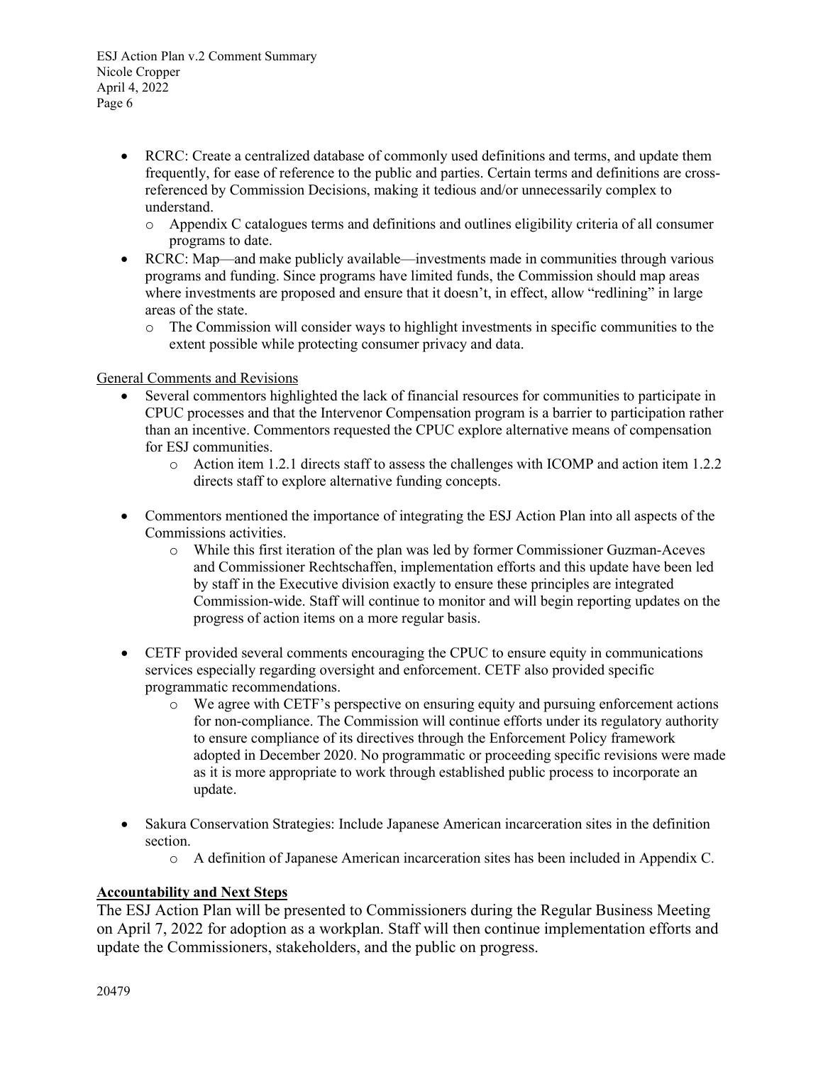- RCRC: Create a centralized database of commonly used definitions and terms, and update them frequently, for ease of reference to the public and parties. Certain terms and definitions are cross-referenced by Commission Decisions, making it tedious and/or unnecessarily complex to understand.
  - Appendix C catalogues terms and definitions and outlines eligibility criteria of all consumer programs to date.
- RCRC: Map—and make publicly available—investments made in communities through various programs and funding. Since programs have limited funds, the Commission should map areas where investments are proposed and ensure that it doesn't, in effect, allow "redlining" in large areas of the state.
  - The Commission will consider ways to highlight investments in specific communities to the extent possible while protecting consumer privacy and data.

General Comments and Revisions

- Several commentors highlighted the lack of financial resources for communities to participate in CPUC processes and that the Intervenor Compensation program is a barrier to participation rather than an incentive. Commentors requested the CPUC explore alternative means of compensation for ESJ communities.
  - Action item 1.2.1 directs staff to assess the challenges with ICOMP and action item 1.2.2 directs staff to explore alternative funding concepts.
- Commentors mentioned the importance of integrating the ESJ Action Plan into all aspects of the Commissions activities.
  - While this first iteration of the plan was led by former Commissioner Guzman-Aceves and Commissioner Rechtschaffen, implementation efforts and this update have been led by staff in the Executive division exactly to ensure these principles are integrated Commission-wide. Staff will continue to monitor and will begin reporting updates on the progress of action items on a more regular basis.
- CETF provided several comments encouraging the CPUC to ensure equity in communications services especially regarding oversight and enforcement. CETF also provided specific programmatic recommendations.
  - We agree with CETF's perspective on ensuring equity and pursuing enforcement actions for non-compliance. The Commission will continue efforts under its regulatory authority to ensure compliance of its directives through the Enforcement Policy framework adopted in December 2020. No programmatic or proceeding specific revisions were made as it is more appropriate to work through established public process to incorporate an update.
- Sakura Conservation Strategies: Include Japanese American incarceration sites in the definition section.
  - A definition of Japanese American incarceration sites has been included in Appendix C.

**Accountability and Next Steps**

The ESJ Action Plan will be presented to Commissioners during the Regular Business Meeting on April 7, 2022 for adoption as a workplan. Staff will then continue implementation efforts and update the Commissioners, stakeholders, and the public on progress.

20479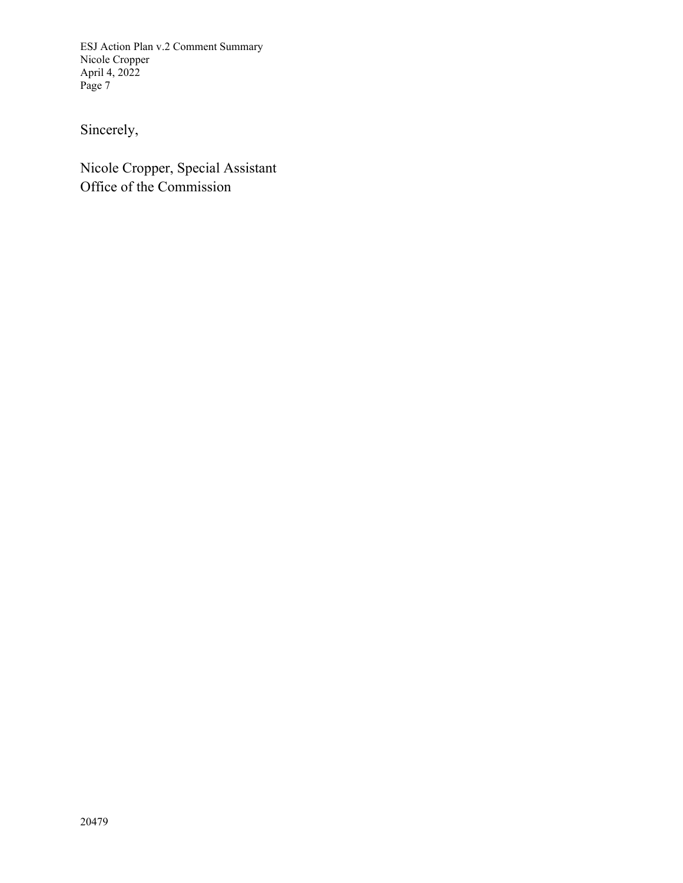Sincerely,

Nicole Cropper, Special Assistant
Office of the Commission

20479